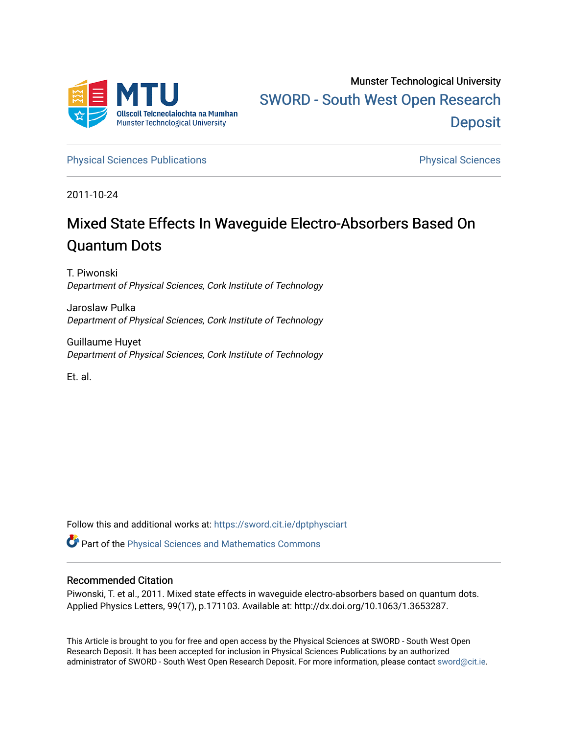Munster Technological University

SWORD - South West Open Research Deposit

Physical Sciences Publications

Physical Sciences

2011-10-24

# Mixed State Effects In Waveguide Electro-Absorbers Based On Quantum Dots

T. Piwonski
*Department of Physical Sciences, Cork Institute of Technology*

Jaroslaw Pulka
*Department of Physical Sciences, Cork Institute of Technology*

Guillaume Huyet
*Department of Physical Sciences, Cork Institute of Technology*

Et. al.

Follow this and additional works at: https://sword.cit.ie/dptphysciart

Part of the Physical Sciences and Mathematics Commons

## Recommended Citation

Piwonski, T. et al., 2011. Mixed state effects in waveguide electro-absorbers based on quantum dots. Applied Physics Letters, 99(17), p.171103. Available at: http://dx.doi.org/10.1063/1.3653287.

This Article is brought to you for free and open access by the Physical Sciences at SWORD - South West Open Research Deposit. It has been accepted for inclusion in Physical Sciences Publications by an authorized administrator of SWORD - South West Open Research Deposit. For more information, please contact sword@cit.ie.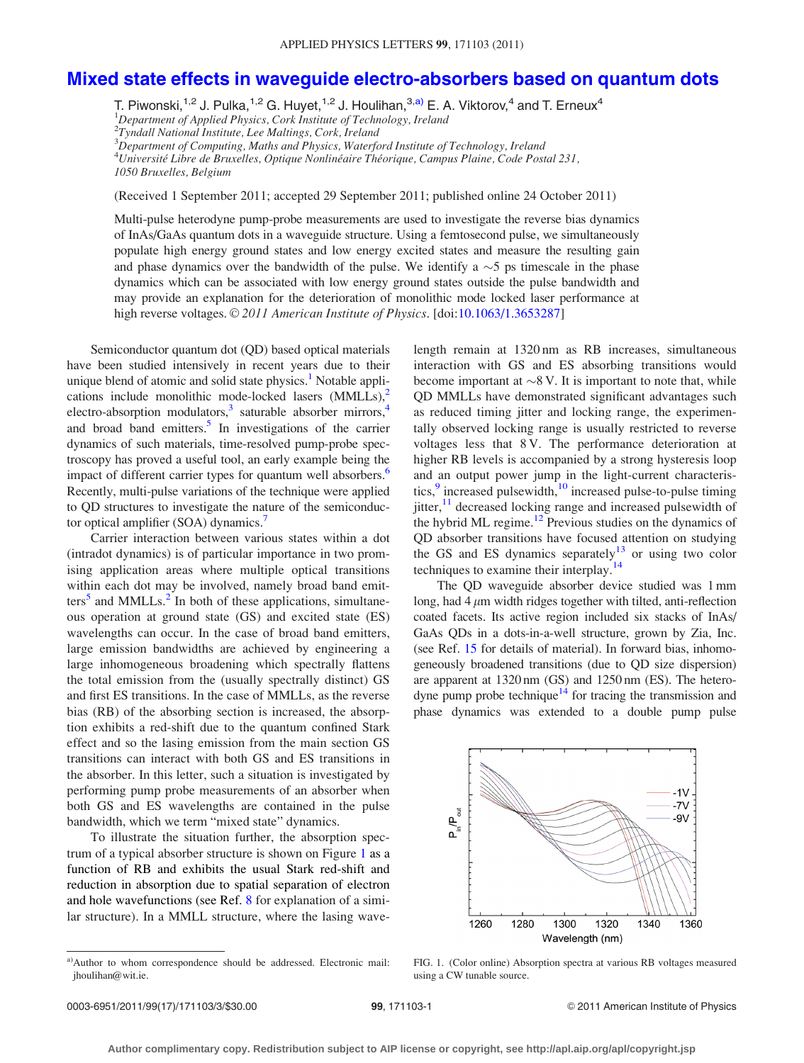# Mixed state effects in waveguide electro-absorbers based on quantum dots

T. Piwonski,[1,2] J. Pulka,[1,2] G. Huyet,[1,2] J. Houlihan,[3,a)] E. A. Viktorov,[4] and T. Erneux[4]

[1]*Department of Applied Physics, Cork Institute of Technology, Ireland*
[2]*Tyndall National Institute, Lee Maltings, Cork, Ireland*
[3]*Department of Computing, Maths and Physics, Waterford Institute of Technology, Ireland*
[4]*Université Libre de Bruxelles, Optique Nonlinéaire Théorique, Campus Plaine, Code Postal 231, 1050 Bruxelles, Belgium*

(Received 1 September 2011; accepted 29 September 2011; published online 24 October 2011)

Multi-pulse heterodyne pump-probe measurements are used to investigate the reverse bias dynamics of InAs/GaAs quantum dots in a waveguide structure. Using a femtosecond pulse, we simultaneously populate high energy ground states and low energy excited states and measure the resulting gain and phase dynamics over the bandwidth of the pulse. We identify a ~5 ps timescale in the phase dynamics which can be associated with low energy ground states outside the pulse bandwidth and may provide an explanation for the deterioration of monolithic mode locked laser performance at high reverse voltages. © *2011 American Institute of Physics*. [doi:10.1063/1.3653287]

Semiconductor quantum dot (QD) based optical materials have been studied intensively in recent years due to their unique blend of atomic and solid state physics.[1] Notable applications include monolithic mode-locked lasers (MMLLs),[2] electro-absorption modulators,[3] saturable absorber mirrors,[4] and broad band emitters.[5] In investigations of the carrier dynamics of such materials, time-resolved pump-probe spectroscopy has proved a useful tool, an early example being the impact of different carrier types for quantum well absorbers.[6] Recently, multi-pulse variations of the technique were applied to QD structures to investigate the nature of the semiconductor optical amplifier (SOA) dynamics.[7]

Carrier interaction between various states within a dot (intradot dynamics) is of particular importance in two promising application areas where multiple optical transitions within each dot may be involved, namely broad band emitters[5] and MMLLs.[2] In both of these applications, simultaneous operation at ground state (GS) and excited state (ES) wavelengths can occur. In the case of broad band emitters, large emission bandwidths are achieved by engineering a large inhomogeneous broadening which spectrally flattens the total emission from the (usually spectrally distinct) GS and first ES transitions. In the case of MMLLs, as the reverse bias (RB) of the absorbing section is increased, the absorption exhibits a red-shift due to the quantum confined Stark effect and so the lasing emission from the main section GS transitions can interact with both GS and ES transitions in the absorber. In this letter, such a situation is investigated by performing pump probe measurements of an absorber when both GS and ES wavelengths are contained in the pulse bandwidth, which we term "mixed state" dynamics.

To illustrate the situation further, the absorption spectrum of a typical absorber structure is shown on Figure 1 as a function of RB and exhibits the usual Stark red-shift and reduction in absorption due to spatial separation of electron and hole wavefunctions (see Ref. 8 for explanation of a similar structure). In a MMLL structure, where the lasing wavelength remain at 1320 nm as RB increases, simultaneous interaction with GS and ES absorbing transitions would become important at ~8 V. It is important to note that, while QD MMLLs have demonstrated significant advantages such as reduced timing jitter and locking range, the experimentally observed locking range is usually restricted to reverse voltages less that 8 V. The performance deterioration at higher RB levels is accompanied by a strong hysteresis loop and an output power jump in the light-current characteristics,[9] increased pulsewidth,[10] increased pulse-to-pulse timing jitter,[11] decreased locking range and increased pulsewidth of the hybrid ML regime.[12] Previous studies on the dynamics of QD absorber transitions have focused attention on studying the GS and ES dynamics separately[13] or using two color techniques to examine their interplay.[14]

The QD waveguide absorber device studied was 1 mm long, had 4 $\mu$m width ridges together with tilted, anti-reflection coated facets. Its active region included six stacks of InAs/GaAs QDs in a dots-in-a-well structure, grown by Zia, Inc. (see Ref. 15 for details of material). In forward bias, inhomogeneously broadened transitions (due to QD size dispersion) are apparent at 1320 nm (GS) and 1250 nm (ES). The heterodyne pump probe technique[14] for tracing the transmission and phase dynamics was extended to a double pump pulse

FIG. 1. (Color online) Absorption spectra at various RB voltages measured using a CW tunable source.

a)Author to whom correspondence should be addressed. Electronic mail: jhoulihan@wit.ie.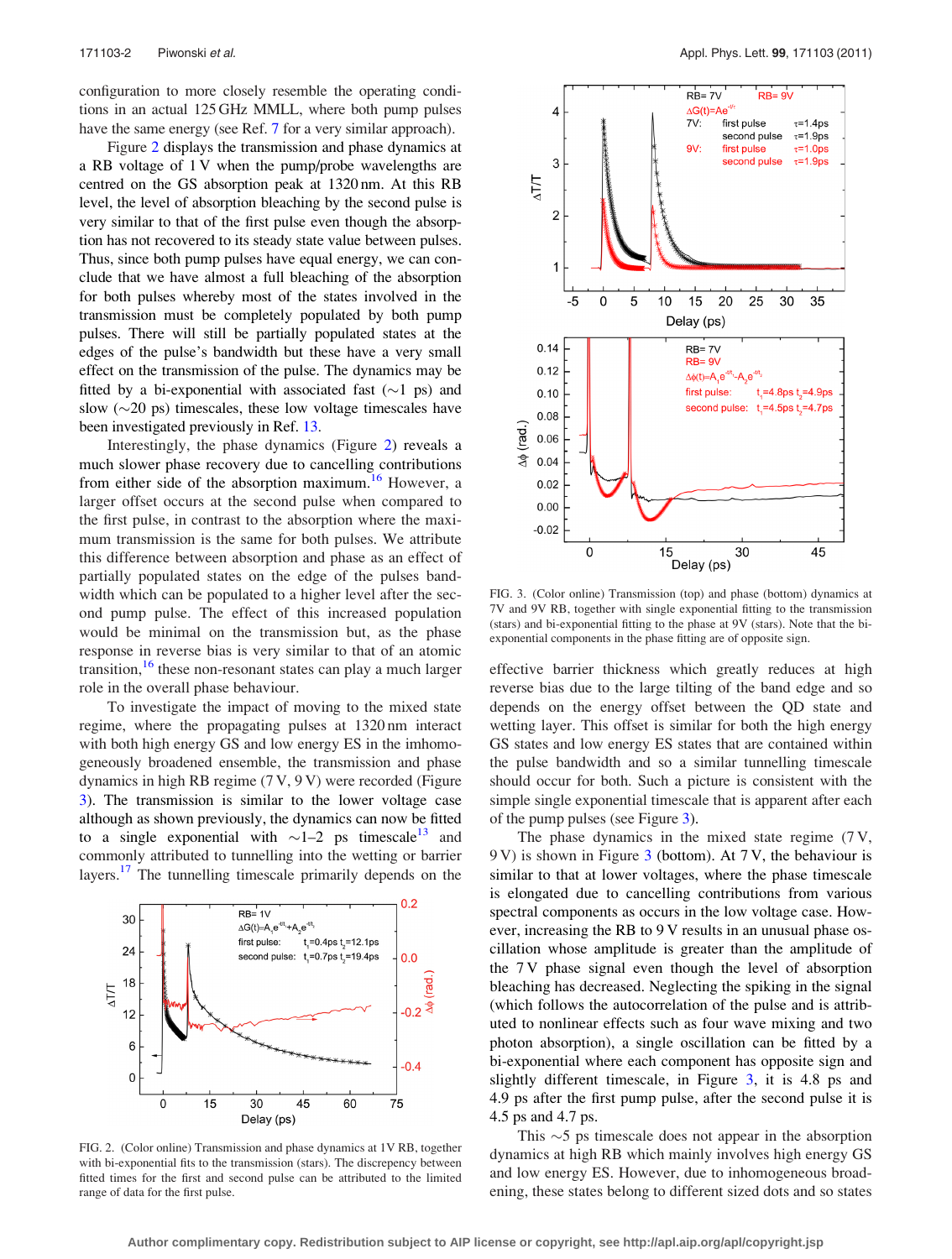configuration to more closely resemble the operating conditions in an actual 125 GHz MMLL, where both pump pulses have the same energy (see Ref. 7 for a very similar approach).

Figure 2 displays the transmission and phase dynamics at a RB voltage of 1 V when the pump/probe wavelengths are centred on the GS absorption peak at 1320 nm. At this RB level, the level of absorption bleaching by the second pulse is very similar to that of the first pulse even though the absorption has not recovered to its steady state value between pulses. Thus, since both pump pulses have equal energy, we can conclude that we have almost a full bleaching of the absorption for both pulses whereby most of the states involved in the transmission must be completely populated by both pump pulses. There will still be partially populated states at the edges of the pulse's bandwidth but these have a very small effect on the transmission of the pulse. The dynamics may be fitted by a bi-exponential with associated fast (~1 ps) and slow (~20 ps) timescales, these low voltage timescales have been investigated previously in Ref. 13.

Interestingly, the phase dynamics (Figure 2) reveals a much slower phase recovery due to cancelling contributions from either side of the absorption maximum.[16] However, a larger offset occurs at the second pulse when compared to the first pulse, in contrast to the absorption where the maximum transmission is the same for both pulses. We attribute this difference between absorption and phase as an effect of partially populated states on the edge of the pulses bandwidth which can be populated to a higher level after the second pump pulse. The effect of this increased population would be minimal on the transmission but, as the phase response in reverse bias is very similar to that of an atomic transition,[16] these non-resonant states can play a much larger role in the overall phase behaviour.

To investigate the impact of moving to the mixed state regime, where the propagating pulses at 1320 nm interact with both high energy GS and low energy ES in the imhomogeneously broadened ensemble, the transmission and phase dynamics in high RB regime (7 V, 9 V) were recorded (Figure 3). The transmission is similar to the lower voltage case although as shown previously, the dynamics can now be fitted to a single exponential with ~1–2 ps timescale[13] and commonly attributed to tunnelling into the wetting or barrier layers.[17] The tunnelling timescale primarily depends on the

FIG. 2. (Color online) Transmission and phase dynamics at 1 V RB, together with bi-exponential fits to the transmission (stars). The discrepency between fitted times for the first and second pulse can be attributed to the limited range of data for the first pulse.

FIG. 3. (Color online) Transmission (top) and phase (bottom) dynamics at 7V and 9V RB, together with single exponential fitting to the transmission (stars) and bi-exponential fitting to the phase at 9V (stars). Note that the bi-exponential components in the phase fitting are of opposite sign.

effective barrier thickness which greatly reduces at high reverse bias due to the large tilting of the band edge and so depends on the energy offset between the QD state and wetting layer. This offset is similar for both the high energy GS states and low energy ES states that are contained within the pulse bandwidth and so a similar tunnelling timescale should occur for both. Such a picture is consistent with the simple single exponential timescale that is apparent after each of the pump pulses (see Figure 3).

The phase dynamics in the mixed state regime (7 V, 9 V) is shown in Figure 3 (bottom). At 7 V, the behaviour is similar to that at lower voltages, where the phase timescale is elongated due to cancelling contributions from various spectral components as occurs in the low voltage case. However, increasing the RB to 9 V results in an unusual phase oscillation whose amplitude is greater than the amplitude of the 7 V phase signal even though the level of absorption bleaching has decreased. Neglecting the spiking in the signal (which follows the autocorrelation of the pulse and is attributed to nonlinear effects such as four wave mixing and two photon absorption), a single oscillation can be fitted by a bi-exponential where each component has opposite sign and slightly different timescale, in Figure 3, it is 4.8 ps and 4.9 ps after the first pump pulse, after the second pulse it is 4.5 ps and 4.7 ps.

This ~5 ps timescale does not appear in the absorption dynamics at high RB which mainly involves high energy GS and low energy ES. However, due to inhomogeneous broadening, these states belong to different sized dots and so states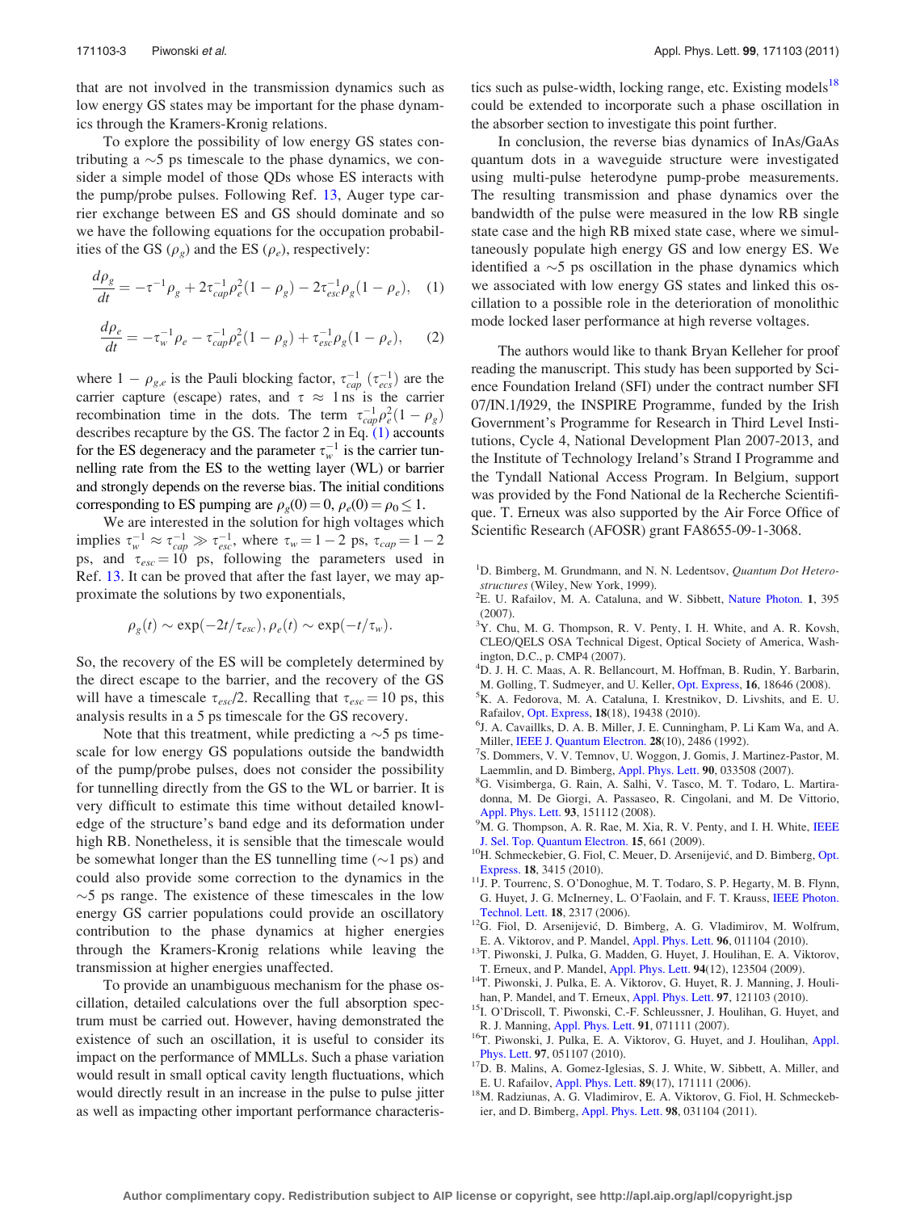that are not involved in the transmission dynamics such as low energy GS states may be important for the phase dynamics through the Kramers-Kronig relations.

To explore the possibility of low energy GS states contributing a ∼5 ps timescale to the phase dynamics, we consider a simple model of those QDs whose ES interacts with the pump/probe pulses. Following Ref. 13, Auger type carrier exchange between ES and GS should dominate and so we have the following equations for the occupation probabilities of the GS ($\rho_g$) and the ES ($\rho_e$), respectively:

$$\frac{d\rho_g}{dt} = -\tau^{-1}\rho_g + 2\tau_{cap}^{-1}\rho_e^2(1-\rho_g) - 2\tau_{esc}^{-1}\rho_g(1-\rho_e), \quad (1)$$

$$\frac{d\rho_e}{dt} = -\tau_w^{-1}\rho_e - \tau_{cap}^{-1}\rho_e^2(1-\rho_g) + \tau_{esc}^{-1}\rho_g(1-\rho_e), \quad (2)$$

where $1-\rho_{g,e}$ is the Pauli blocking factor, $\tau_{cap}^{-1}$ ($\tau_{ecs}^{-1}$) are the carrier capture (escape) rates, and $\tau \approx 1$ ns is the carrier recombination time in the dots. The term $\tau_{cap}^{-1}\rho_e^2(1-\rho_g)$ describes recapture by the GS. The factor 2 in Eq. (1) accounts for the ES degeneracy and the parameter $\tau_w^{-1}$ is the carrier tunnelling rate from the ES to the wetting layer (WL) or barrier and strongly depends on the reverse bias. The initial conditions corresponding to ES pumping are $\rho_g(0)=0$, $\rho_e(0)=\rho_0 \leq 1$.

We are interested in the solution for high voltages which implies $\tau_w^{-1} \approx \tau_{cap}^{-1} \gg \tau_{esc}^{-1}$, where $\tau_w = 1-2$ ps, $\tau_{cap} = 1-2$ ps, and $\tau_{esc} = 10$ ps, following the parameters used in Ref. 13. It can be proved that after the fast layer, we may approximate the solutions by two exponentials,

$$\rho_g(t) \sim \exp(-2t/\tau_{esc}), \rho_e(t) \sim \exp(-t/\tau_w).$$

So, the recovery of the ES will be completely determined by the direct escape to the barrier, and the recovery of the GS will have a timescale $\tau_{esc}/2$. Recalling that $\tau_{esc} = 10$ ps, this analysis results in a 5 ps timescale for the GS recovery.

Note that this treatment, while predicting a ∼5 ps timescale for low energy GS populations outside the bandwidth of the pump/probe pulses, does not consider the possibility for tunnelling directly from the GS to the WL or barrier. It is very difficult to estimate this time without detailed knowledge of the structure's band edge and its deformation under high RB. Nonetheless, it is sensible that the timescale would be somewhat longer than the ES tunnelling time (∼1 ps) and could also provide some correction to the dynamics in the ∼5 ps range. The existence of these timescales in the low energy GS carrier populations could provide an oscillatory contribution to the phase dynamics at higher energies through the Kramers-Kronig relations while leaving the transmission at higher energies unaffected.

To provide an unambiguous mechanism for the phase oscillation, detailed calculations over the full absorption spectrum must be carried out. However, having demonstrated the existence of such an oscillation, it is useful to consider its impact on the performance of MMLLs. Such a phase variation would result in small optical cavity length fluctuations, which would directly result in an increase in the pulse to pulse jitter as well as impacting other important performance characteristics such as pulse-width, locking range, etc. Existing models[18] could be extended to incorporate such a phase oscillation in the absorber section to investigate this point further.

In conclusion, the reverse bias dynamics of InAs/GaAs quantum dots in a waveguide structure were investigated using multi-pulse heterodyne pump-probe measurements. The resulting transmission and phase dynamics over the bandwidth of the pulse were measured in the low RB single state case and the high RB mixed state case, where we simultaneously populate high energy GS and low energy ES. We identified a ∼5 ps oscillation in the phase dynamics which we associated with low energy GS states and linked this oscillation to a possible role in the deterioration of monolithic mode locked laser performance at high reverse voltages.

The authors would like to thank Bryan Kelleher for proof reading the manuscript. This study has been supported by Science Foundation Ireland (SFI) under the contract number SFI 07/IN.1/I929, the INSPIRE Programme, funded by the Irish Government's Programme for Research in Third Level Institutions, Cycle 4, National Development Plan 2007-2013, and the Institute of Technology Ireland's Strand I Programme and the Tyndall National Access Program. In Belgium, support was provided by the Fond National de la Recherche Scientifique. T. Erneux was also supported by the Air Force Office of Scientific Research (AFOSR) grant FA8655-09-1-3068.

[1] D. Bimberg, M. Grundmann, and N. N. Ledentsov, *Quantum Dot Heterostructures* (Wiley, New York, 1999).

[2] E. U. Rafailov, M. A. Cataluna, and W. Sibbett, Nature Photon. **1**, 395 (2007).

[3] Y. Chu, M. G. Thompson, R. V. Penty, I. H. White, and A. R. Kovsh, CLEO/QELS OSA Technical Digest, Optical Society of America, Washington, D.C., p. CMP4 (2007).

[4] D. J. H. C. Maas, A. R. Bellancourt, M. Hoffman, B. Rudin, Y. Barbarin, M. Golling, T. Sudmeyer, and U. Keller, Opt. Express, **16**, 18646 (2008).

[5] K. A. Fedorova, M. A. Cataluna, I. Krestnikov, D. Livshits, and E. U. Rafailov, Opt. Express, **18**(18), 19438 (2010).

[6] J. A. Cavaillks, D. A. B. Miller, J. E. Cunningham, P. Li Kam Wa, and A. Miller, IEEE J. Quantum Electron. **28**(10), 2486 (1992).

[7] S. Dommers, V. V. Temnov, U. Woggon, J. Gomis, J. Martinez-Pastor, M. Laemmlin, and D. Bimberg, Appl. Phys. Lett. **90**, 033508 (2007).

[8] G. Visimberga, G. Rain, A. Salhi, V. Tasco, M. T. Todaro, L. Martiradonna, M. De Giorgi, A. Passaseo, R. Cingolani, and M. De Vittorio, Appl. Phys. Lett. **93**, 151112 (2008).

[9] M. G. Thompson, A. R. Rae, M. Xia, R. V. Penty, and I. H. White, IEEE J. Sel. Top. Quantum Electron. **15**, 661 (2009).

[10] H. Schmeckebier, G. Fiol, C. Meuer, D. Arsenijević, and D. Bimberg, Opt. Express. **18**, 3415 (2010).

[11] J. P. Tourrenc, S. O'Donoghue, M. T. Todaro, S. P. Hegarty, M. B. Flynn, G. Huyet, J. G. McInerney, L. O'Faolain, and T. F. Krauss, IEEE Photon. Technol. Lett. **18**, 2317 (2006).

[12] G. Fiol, D. Arsenijević, D. Bimberg, A. G. Vladimirov, M. Wolfrum, E. A. Viktorov, and P. Mandel, Appl. Phys. Lett. **96**, 011104 (2010).

[13] T. Piwonski, J. Pulka, G. Madden, G. Huyet, J. Houlihan, E. A. Viktorov, T. Erneux, and P. Mandel, Appl. Phys. Lett. **94**(12), 123504 (2009).

[14] T. Piwonski, J. Pulka, E. A. Viktorov, G. Huyet, R. J. Manning, J. Houlihan, P. Mandel, and T. Erneux, Appl. Phys. Lett. **97**, 121103 (2010).

[15] I. O'Driscoll, T. Piwonski, C.-F. Schleussner, J. Houlihan, G. Huyet, and R. J. Manning, Appl. Phys. Lett. **91**, 071111 (2007).

[16] T. Piwonski, J. Pulka, E. A. Viktorov, G. Huyet, and J. Houlihan, Appl. Phys. Lett. **97**, 051107 (2010).

[17] D. B. Malins, A. Gomez-Iglesias, S. J. White, W. Sibbett, A. Miller, and E. U. Rafailov, Appl. Phys. Lett. **89**(17), 171111 (2006).

[18] M. Radziunas, A. G. Vladimirov, E. A. Viktorov, G. Fiol, H. Schmeckebier, and D. Bimberg, Appl. Phys. Lett. **98**, 031104 (2011).